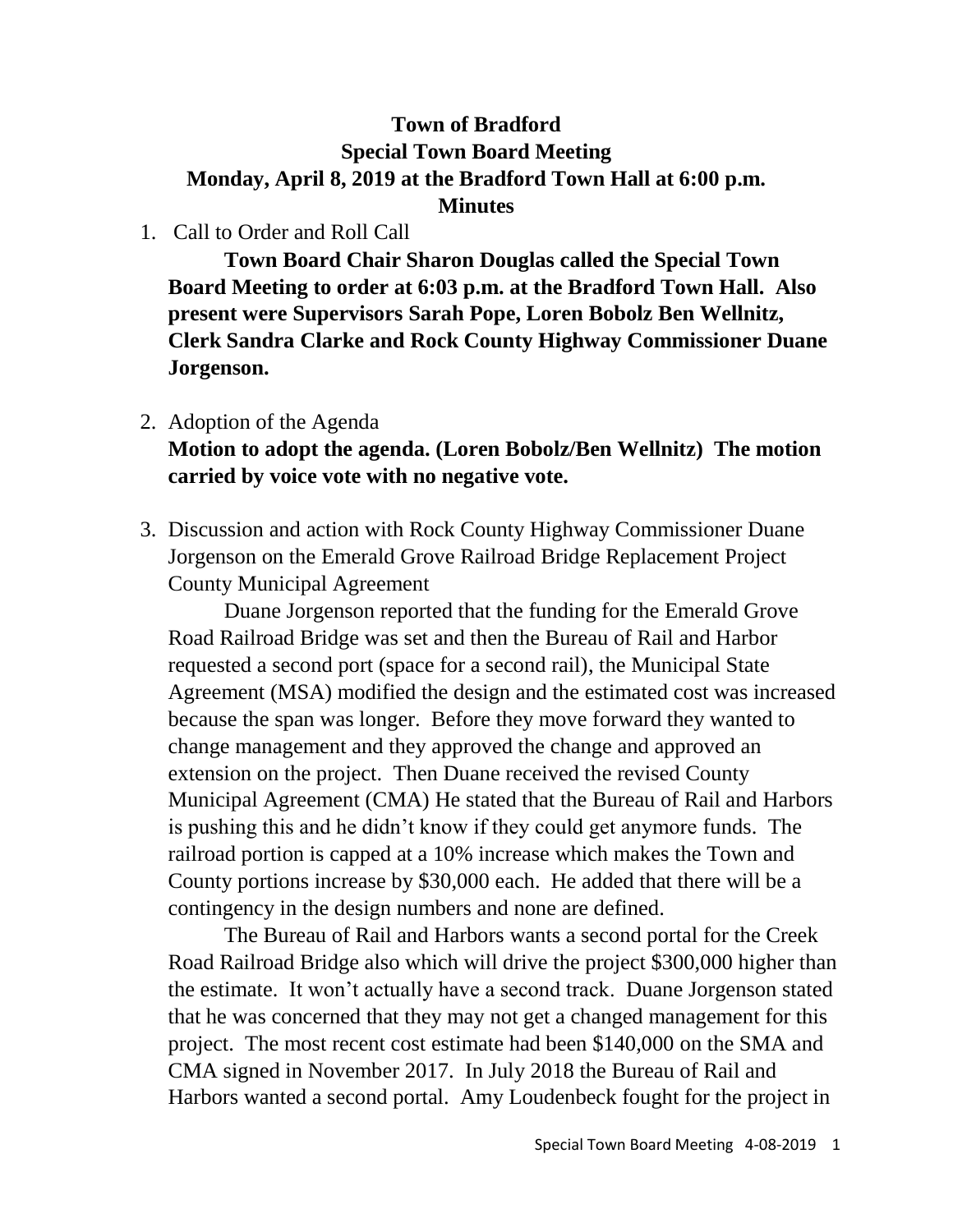# Town of Bradford
## Special Town Board Meeting
## Monday, April 8, 2019 at the Bradford Town Hall at 6:00 p.m.
## Minutes

1. Call to Order and Roll Call

   **Town Board Chair Sharon Douglas called the Special Town Board Meeting to order at 6:03 p.m. at the Bradford Town Hall. Also present were Supervisors Sarah Pope, Loren Bobolz Ben Wellnitz, Clerk Sandra Clarke and Rock County Highway Commissioner Duane Jorgenson.**

2. Adoption of the Agenda

   **Motion to adopt the agenda. (Loren Bobolz/Ben Wellnitz) The motion carried by voice vote with no negative vote.**

3. Discussion and action with Rock County Highway Commissioner Duane Jorgenson on the Emerald Grove Railroad Bridge Replacement Project County Municipal Agreement

   Duane Jorgenson reported that the funding for the Emerald Grove Road Railroad Bridge was set and then the Bureau of Rail and Harbor requested a second port (space for a second rail), the Municipal State Agreement (MSA) modified the design and the estimated cost was increased because the span was longer. Before they move forward they wanted to change management and they approved the change and approved an extension on the project. Then Duane received the revised County Municipal Agreement (CMA) He stated that the Bureau of Rail and Harbors is pushing this and he didn't know if they could get anymore funds. The railroad portion is capped at a 10% increase which makes the Town and County portions increase by $30,000 each. He added that there will be a contingency in the design numbers and none are defined.

   The Bureau of Rail and Harbors wants a second portal for the Creek Road Railroad Bridge also which will drive the project $300,000 higher than the estimate. It won't actually have a second track. Duane Jorgenson stated that he was concerned that they may not get a changed management for this project. The most recent cost estimate had been $140,000 on the SMA and CMA signed in November 2017. In July 2018 the Bureau of Rail and Harbors wanted a second portal. Amy Loudenbeck fought for the project in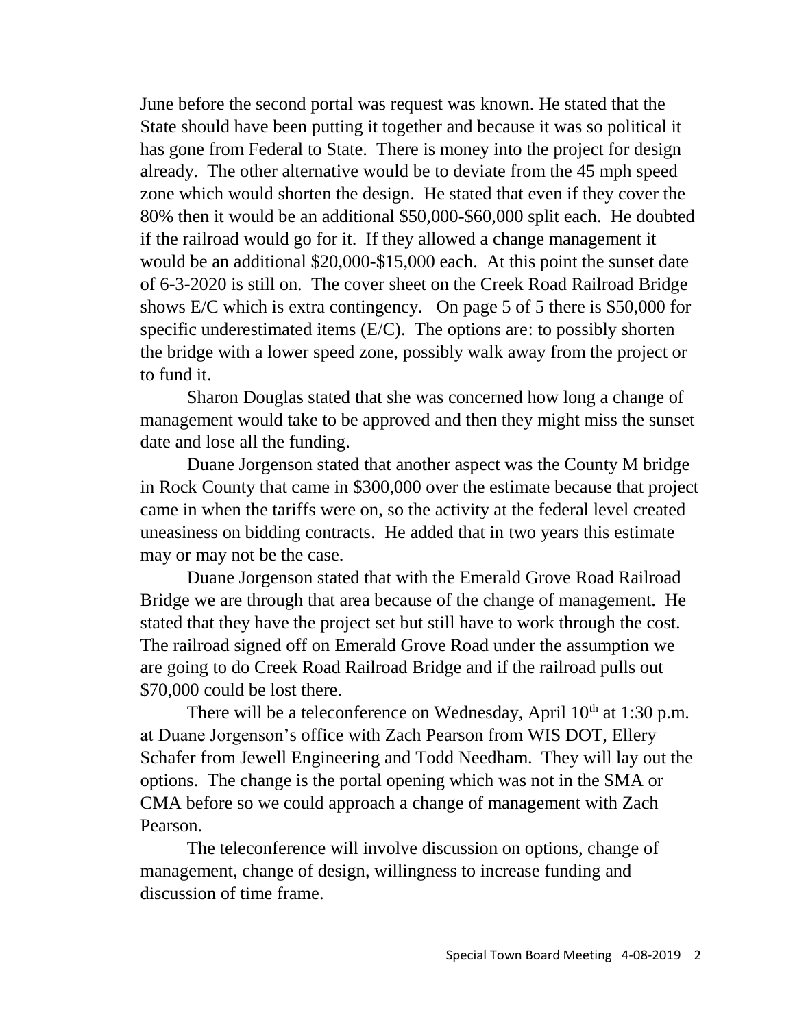June before the second portal was request was known. He stated that the State should have been putting it together and because it was so political it has gone from Federal to State. There is money into the project for design already. The other alternative would be to deviate from the 45 mph speed zone which would shorten the design. He stated that even if they cover the 80% then it would be an additional $50,000-$60,000 split each. He doubted if the railroad would go for it. If they allowed a change management it would be an additional $20,000-$15,000 each. At this point the sunset date of 6-3-2020 is still on. The cover sheet on the Creek Road Railroad Bridge shows E/C which is extra contingency. On page 5 of 5 there is $50,000 for specific underestimated items (E/C). The options are: to possibly shorten the bridge with a lower speed zone, possibly walk away from the project or to fund it.

Sharon Douglas stated that she was concerned how long a change of management would take to be approved and then they might miss the sunset date and lose all the funding.

Duane Jorgenson stated that another aspect was the County M bridge in Rock County that came in $300,000 over the estimate because that project came in when the tariffs were on, so the activity at the federal level created uneasiness on bidding contracts. He added that in two years this estimate may or may not be the case.

Duane Jorgenson stated that with the Emerald Grove Road Railroad Bridge we are through that area because of the change of management. He stated that they have the project set but still have to work through the cost. The railroad signed off on Emerald Grove Road under the assumption we are going to do Creek Road Railroad Bridge and if the railroad pulls out $70,000 could be lost there.

There will be a teleconference on Wednesday, April 10th at 1:30 p.m. at Duane Jorgenson's office with Zach Pearson from WIS DOT, Ellery Schafer from Jewell Engineering and Todd Needham. They will lay out the options. The change is the portal opening which was not in the SMA or CMA before so we could approach a change of management with Zach Pearson.

The teleconference will involve discussion on options, change of management, change of design, willingness to increase funding and discussion of time frame.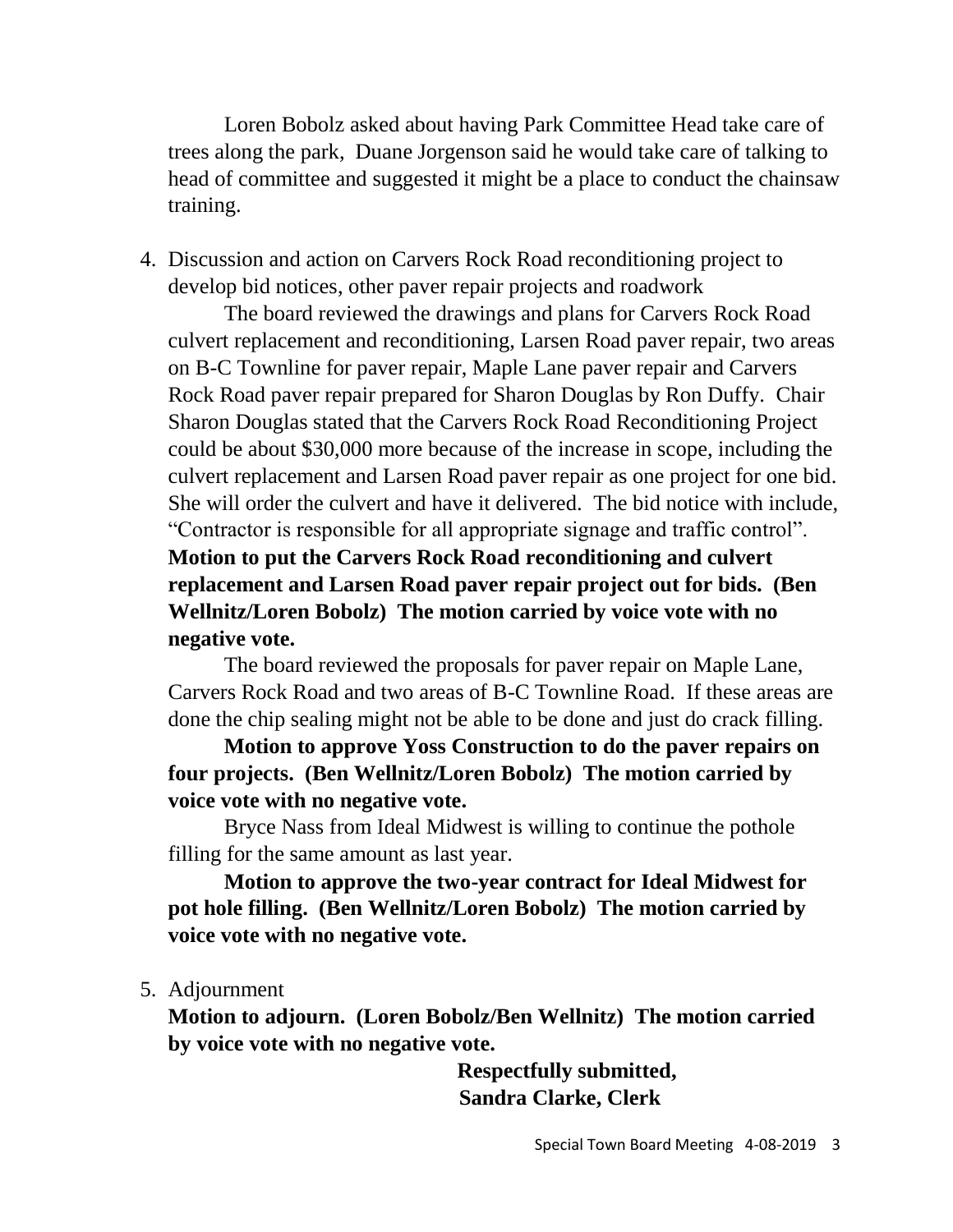Loren Bobolz asked about having Park Committee Head take care of trees along the park,  Duane Jorgenson said he would take care of talking to head of committee and suggested it might be a place to conduct the chainsaw training.

4. Discussion and action on Carvers Rock Road reconditioning project to develop bid notices, other paver repair projects and roadwork

   The board reviewed the drawings and plans for Carvers Rock Road culvert replacement and reconditioning, Larsen Road paver repair, two areas on B-C Townline for paver repair, Maple Lane paver repair and Carvers Rock Road paver repair prepared for Sharon Douglas by Ron Duffy.  Chair Sharon Douglas stated that the Carvers Rock Road Reconditioning Project could be about $30,000 more because of the increase in scope, including the culvert replacement and Larsen Road paver repair as one project for one bid. She will order the culvert and have it delivered.  The bid notice with include, "Contractor is responsible for all appropriate signage and traffic control".

   **Motion to put the Carvers Rock Road reconditioning and culvert replacement and Larsen Road paver repair project out for bids.  (Ben Wellnitz/Loren Bobolz)  The motion carried by voice vote with no negative vote.**

   The board reviewed the proposals for paver repair on Maple Lane, Carvers Rock Road and two areas of B-C Townline Road.  If these areas are done the chip sealing might not be able to be done and just do crack filling.

   **Motion to approve Yoss Construction to do the paver repairs on four projects.  (Ben Wellnitz/Loren Bobolz)  The motion carried by voice vote with no negative vote.**

   Bryce Nass from Ideal Midwest is willing to continue the pothole filling for the same amount as last year.

   **Motion to approve the two-year contract for Ideal Midwest for pot hole filling.  (Ben Wellnitz/Loren Bobolz)  The motion carried by voice vote with no negative vote.**

5. Adjournment

   **Motion to adjourn.  (Loren Bobolz/Ben Wellnitz)  The motion carried by voice vote with no negative vote.**

**Respectfully submitted,**
**Sandra Clarke, Clerk**